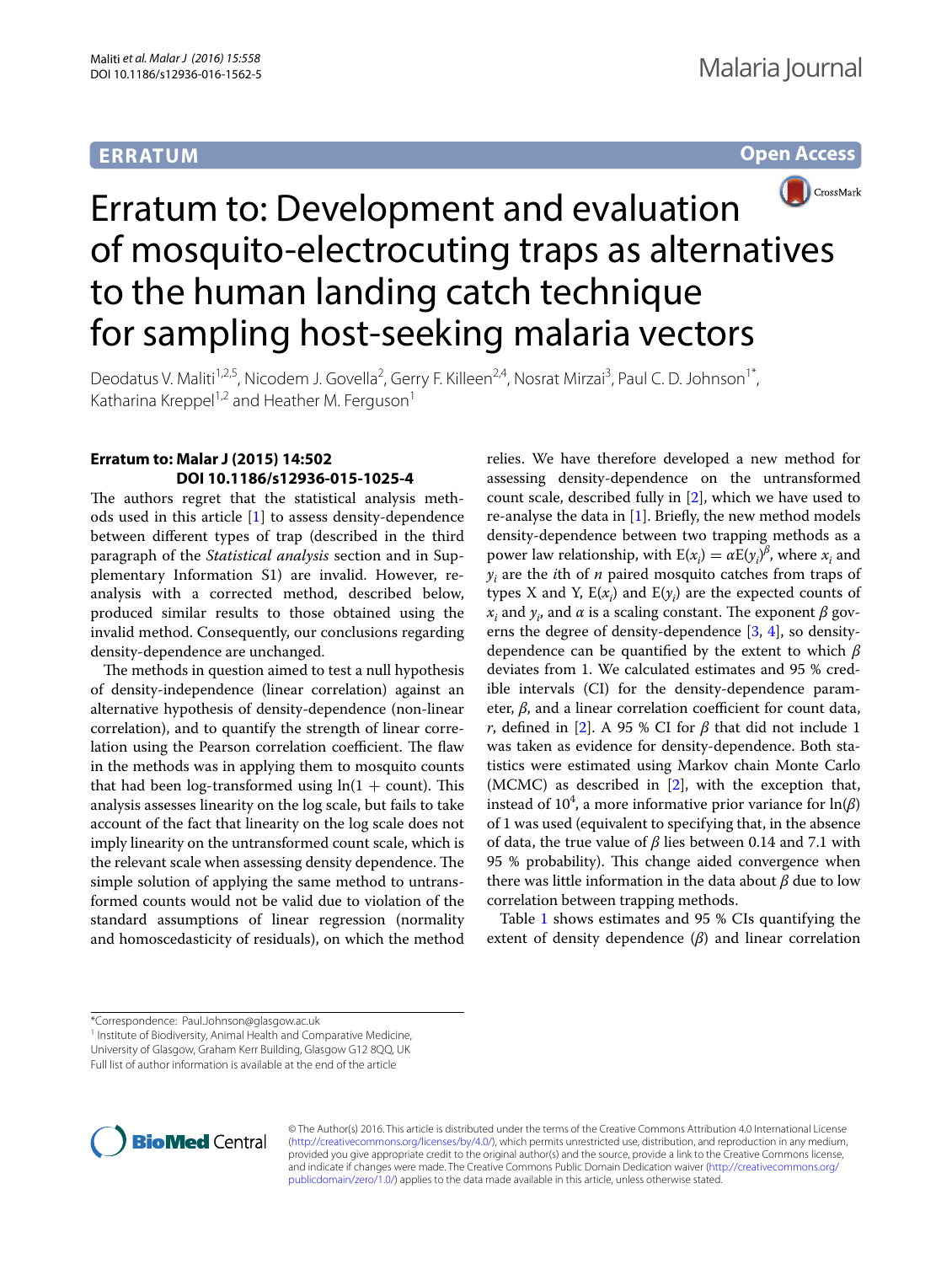**ERRATUM** **Open Access**

# Erratum to: Development and evaluation of mosquito-electrocuting traps as alternatives to the human landing catch technique for sampling host-seeking malaria vectors

Deodatus V. Maliti[1,2,5], Nicodem J. Govella[2], Gerry F. Killeen[2,4], Nosrat Mirzai[3], Paul C. D. Johnson[1*], Katharina Kreppel[1,2] and Heather M. Ferguson[1]

**Erratum to: Malar J (2015) 14:502 DOI 10.1186/s12936-015-1025-4**

The authors regret that the statistical analysis methods used in this article [1] to assess density-dependence between different types of trap (described in the third paragraph of the *Statistical analysis* section and in Supplementary Information S1) are invalid. However, re-analysis with a corrected method, described below, produced similar results to those obtained using the invalid method. Consequently, our conclusions regarding density-dependence are unchanged.

The methods in question aimed to test a null hypothesis of density-independence (linear correlation) against an alternative hypothesis of density-dependence (non-linear correlation), and to quantify the strength of linear correlation using the Pearson correlation coefficient. The flaw in the methods was in applying them to mosquito counts that had been log-transformed using ln(1 + count). This analysis assesses linearity on the log scale, but fails to take account of the fact that linearity on the log scale does not imply linearity on the untransformed count scale, which is the relevant scale when assessing density dependence. The simple solution of applying the same method to untransformed counts would not be valid due to violation of the standard assumptions of linear regression (normality and homoscedasticity of residuals), on which the method relies. We have therefore developed a new method for assessing density-dependence on the untransformed count scale, described fully in [2], which we have used to re-analyse the data in [1]. Briefly, the new method models density-dependence between two trapping methods as a power law relationship, with $\mathrm{E}(x_i) = \alpha \mathrm{E}(y_i)^{\beta}$, where $x_i$ and $y_i$ are the $i$th of $n$ paired mosquito catches from traps of types X and Y, $\mathrm{E}(x_i)$ and $\mathrm{E}(y_i)$ are the expected counts of $x_i$ and $y_i$, and $\alpha$ is a scaling constant. The exponent $\beta$ governs the degree of density-dependence [3, 4], so density-dependence can be quantified by the extent to which $\beta$ deviates from 1. We calculated estimates and 95 % credible intervals (CI) for the density-dependence parameter, $\beta$, and a linear correlation coefficient for count data, $r$, defined in [2]. A 95 % CI for $\beta$ that did not include 1 was taken as evidence for density-dependence. Both statistics were estimated using Markov chain Monte Carlo (MCMC) as described in [2], with the exception that, instead of $10^4$, a more informative prior variance for $\ln(\beta)$ of 1 was used (equivalent to specifying that, in the absence of data, the true value of $\beta$ lies between 0.14 and 7.1 with 95 % probability). This change aided convergence when there was little information in the data about $\beta$ due to low correlation between trapping methods.

Table 1 shows estimates and 95 % CIs quantifying the extent of density dependence ($\beta$) and linear correlation

*Correspondence: Paul.Johnson@glasgow.ac.uk
[1] Institute of Biodiversity, Animal Health and Comparative Medicine, University of Glasgow, Graham Kerr Building, Glasgow G12 8QQ, UK
Full list of author information is available at the end of the article

© The Author(s) 2016. This article is distributed under the terms of the Creative Commons Attribution 4.0 International License (http://creativecommons.org/licenses/by/4.0/), which permits unrestricted use, distribution, and reproduction in any medium, provided you give appropriate credit to the original author(s) and the source, provide a link to the Creative Commons license, and indicate if changes were made. The Creative Commons Public Domain Dedication waiver (http://creativecommons.org/publicdomain/zero/1.0/) applies to the data made available in this article, unless otherwise stated.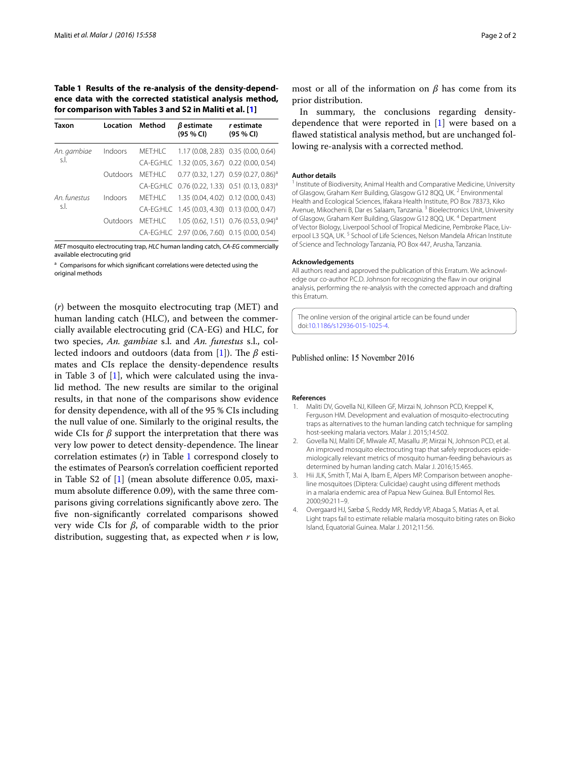**Table 1 Results of the re-analysis of the density-dependence data with the corrected statistical analysis method, for comparison with Tables 3 and S2 in Maliti et al. [1]**

| Taxon | Location | Method | $\beta$ estimate (95 % CI) | *r* estimate (95 % CI) |
|---|---|---|---|---|
| *An. gambiae* s.l. | Indoors | MET:HLC | 1.17 (0.08, 2.83) | 0.35 (0.00, 0.64) |
| | | CA-EG:HLC | 1.32 (0.05, 3.67) | 0.22 (0.00, 0.54) |
| | Outdoors | MET:HLC | 0.77 (0.32, 1.27) | 0.59 (0.27, 0.86)[a] |
| | | CA-EG:HLC | 0.76 (0.22, 1.33) | 0.51 (0.13, 0.83)[a] |
| *An. funestus* s.l. | Indoors | MET:HLC | 1.35 (0.04, 4.02) | 0.12 (0.00, 0.43) |
| | | CA-EG:HLC | 1.45 (0.03, 4.30) | 0.13 (0.00, 0.47) |
| | Outdoors | MET:HLC | 1.05 (0.62, 1.51) | 0.76 (0.53, 0.94)[a] |
| | | CA-EG:HLC | 2.97 (0.06, 7.60) | 0.15 (0.00, 0.54) |

*MET* mosquito electrocuting trap, *HLC* human landing catch, *CA-EG* commercially available electrocuting grid

[a] Comparisons for which significant correlations were detected using the original methods

(*r*) between the mosquito electrocuting trap (MET) and human landing catch (HLC), and between the commercially available electrocuting grid (CA-EG) and HLC, for two species, *An. gambiae* s.l. and *An. funestus* s.l., collected indoors and outdoors (data from [1]). The $\beta$ estimates and CIs replace the density-dependence results in Table 3 of [1], which were calculated using the invalid method. The new results are similar to the original results, in that none of the comparisons show evidence for density dependence, with all of the 95 % CIs including the null value of one. Similarly to the original results, the wide CIs for $\beta$ support the interpretation that there was very low power to detect density-dependence. The linear correlation estimates (*r*) in Table 1 correspond closely to the estimates of Pearson's correlation coefficient reported in Table S2 of [1] (mean absolute difference 0.05, maximum absolute difference 0.09), with the same three comparisons giving correlations significantly above zero. The five non-significantly correlated comparisons showed very wide CIs for $\beta$, of comparable width to the prior distribution, suggesting that, as expected when *r* is low, most or all of the information on $\beta$ has come from its prior distribution.

In summary, the conclusions regarding density-dependence that were reported in [1] were based on a flawed statistical analysis method, but are unchanged following re-analysis with a corrected method.

### Author details

[1] Institute of Biodiversity, Animal Health and Comparative Medicine, University of Glasgow, Graham Kerr Building, Glasgow G12 8QQ, UK. [2] Environmental Health and Ecological Sciences, Ifakara Health Institute, PO Box 78373, Kiko Avenue, Mikocheni B, Dar es Salaam, Tanzania. [3] Bioelectronics Unit, University of Glasgow, Graham Kerr Building, Glasgow G12 8QQ, UK. [4] Department of Vector Biology, Liverpool School of Tropical Medicine, Pembroke Place, Liverpool L3 5QA, UK. [5] School of Life Sciences, Nelson Mandela African Institute of Science and Technology Tanzania, PO Box 447, Arusha, Tanzania.

### Acknowledgements

All authors read and approved the publication of this Erratum. We acknowledge our co-author P.C.D. Johnson for recognizing the flaw in our original analysis, performing the re-analysis with the corrected approach and drafting this Erratum.

The online version of the original article can be found under doi:10.1186/s12936-015-1025-4.

Published online: 15 November 2016

### References

1. Maliti DV, Govella NJ, Killeen GF, Mirzai N, Johnson PCD, Kreppel K, Ferguson HM. Development and evaluation of mosquito-electrocuting traps as alternatives to the human landing catch technique for sampling host-seeking malaria vectors. Malar J. 2015;14:502.
2. Govella NJ, Maliti DF, Mlwale AT, Masallu JP, Mirzai N, Johnson PCD, et al. An improved mosquito electrocuting trap that safely reproduces epidemiologically relevant metrics of mosquito human-feeding behaviours as determined by human landing catch. Malar J. 2016;15:465.
3. Hii JLK, Smith T, Mai A, Ibam E, Alpers MP. Comparison between anopheline mosquitoes (Diptera: Culicidae) caught using different methods in a malaria endemic area of Papua New Guinea. Bull Entomol Res. 2000;90:211–9.
4. Overgaard HJ, Sæbø S, Reddy MR, Reddy VP, Abaga S, Matias A, et al. Light traps fail to estimate reliable malaria mosquito biting rates on Bioko Island, Equatorial Guinea. Malar J. 2012;11:56.